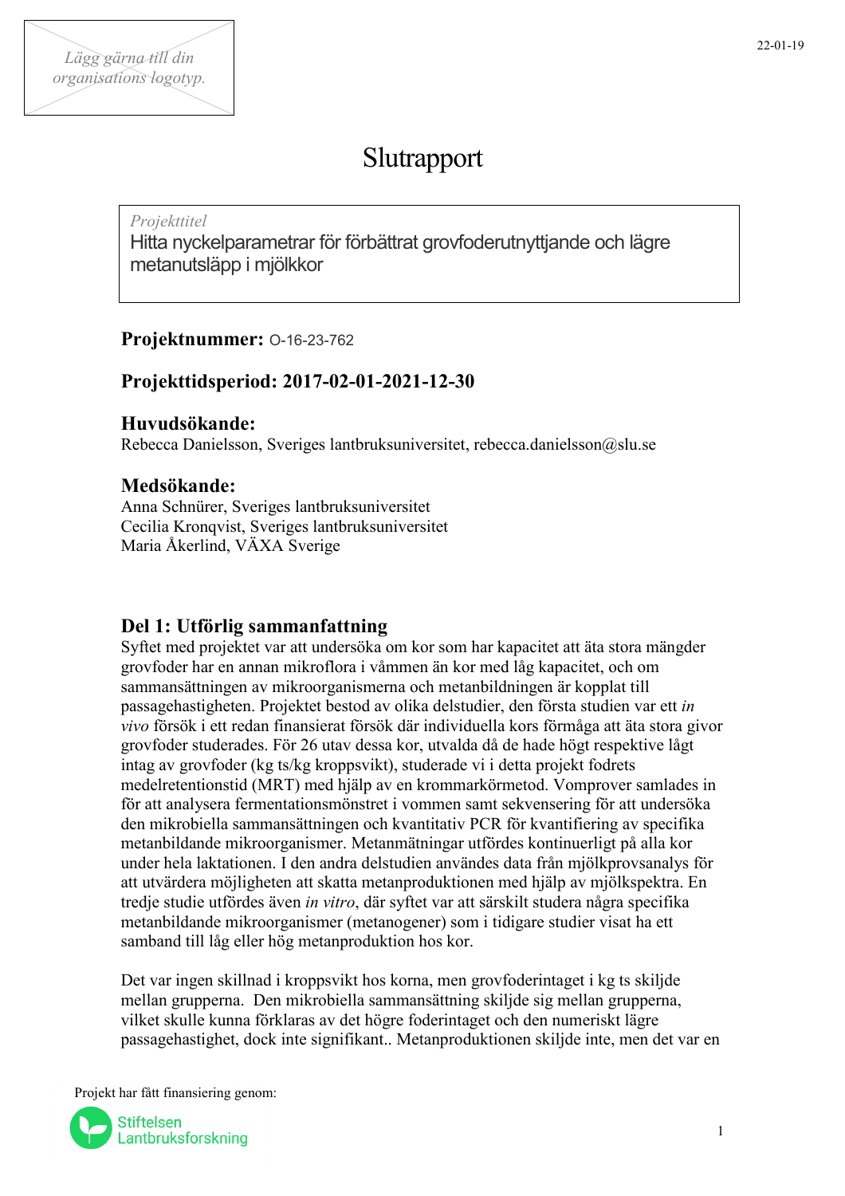Lägg gärna till din organisations logotyp.

22-01-19

# Slutrapport

*Projekttitel*
Hitta nyckelparametrar för förbättrat grovfoderutnyttjande och lägre metanutsläpp i mjölkkor

**Projektnummer:** O-16-23-762

**Projekttidsperiod: 2017-02-01-2021-12-30**

**Huvudsökande:**
Rebecca Danielsson, Sveriges lantbruksuniversitet, rebecca.danielsson@slu.se

**Medsökande:**
Anna Schnürer, Sveriges lantbruksuniversitet
Cecilia Kronqvist, Sveriges lantbruksuniversitet
Maria Åkerlind, VÄXA Sverige

## Del 1: Utförlig sammanfattning

Syftet med projektet var att undersöka om kor som har kapacitet att äta stora mängder grovfoder har en annan mikroflora i våmmen än kor med låg kapacitet, och om sammansättningen av mikroorganismerna och metanbildningen är kopplat till passagehastigheten. Projektet bestod av olika delstudier, den första studien var ett *in vivo* försök i ett redan finansierat försök där individuella kors förmåga att äta stora givor grovfoder studerades. För 26 utav dessa kor, utvalda då de hade högt respektive lågt intag av grovfoder (kg ts/kg kroppsvikt), studerade vi i detta projekt fodrets medelretentionstid (MRT) med hjälp av en krommarkörmetod. Vomprover samlades in för att analysera fermentationsmönstret i vommen samt sekvensering för att undersöka den mikrobiella sammansättningen och kvantitativ PCR för kvantifiering av specifika metanbildande mikroorganismer. Metanmätningar utfördes kontinuerligt på alla kor under hela laktationen. I den andra delstudien användes data från mjölkprovsanalys för att utvärdera möjligheten att skatta metanproduktionen med hjälp av mjölkspektra. En tredje studie utfördes även *in vitro*, där syftet var att särskilt studera några specifika metanbildande mikroorganismer (metanogener) som i tidigare studier visat ha ett samband till låg eller hög metanproduktion hos kor.

Det var ingen skillnad i kroppsvikt hos korna, men grovfoderintaget i kg ts skiljde mellan grupperna. Den mikrobiella sammansättning skiljde sig mellan grupperna, vilket skulle kunna förklaras av det högre foderintaget och den numeriskt lägre passagehastighet, dock inte signifikant.. Metanproduktionen skiljde inte, men det var en

Projekt har fått finansiering genom:
Stiftelsen Lantbruksforskning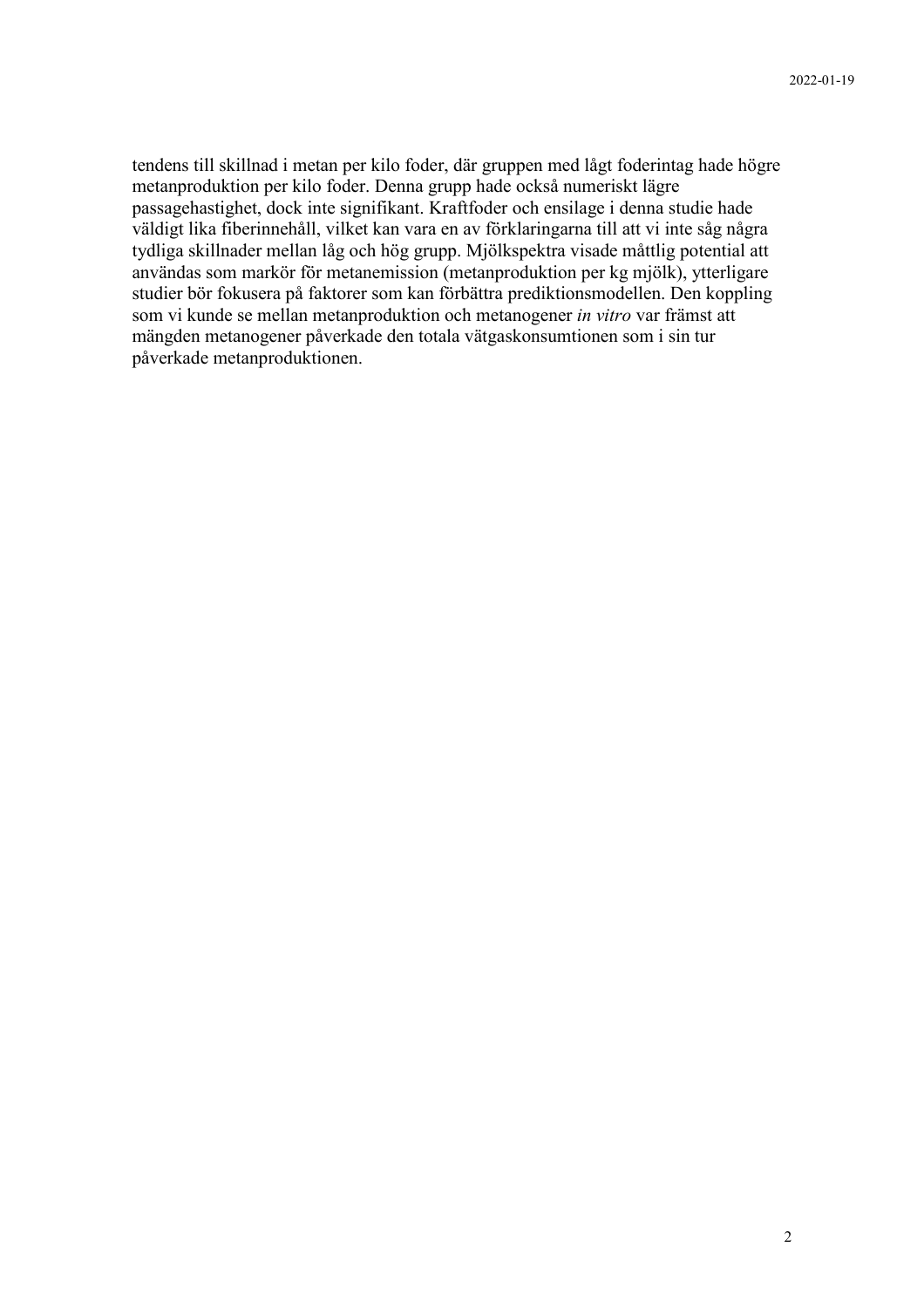tendens till skillnad i metan per kilo foder, där gruppen med lågt foderintag hade högre metanproduktion per kilo foder. Denna grupp hade också numeriskt lägre passagehastighet, dock inte signifikant. Kraftfoder och ensilage i denna studie hade väldigt lika fiberinnehåll, vilket kan vara en av förklaringarna till att vi inte såg några tydliga skillnader mellan låg och hög grupp. Mjölkspektra visade måttlig potential att användas som markör för metanemission (metanproduktion per kg mjölk), ytterligare studier bör fokusera på faktorer som kan förbättra prediktionsmodellen. Den koppling som vi kunde se mellan metanproduktion och metanogener *in vitro* var främst att mängden metanogener påverkade den totala vätgaskonsumtionen som i sin tur påverkade metanproduktionen.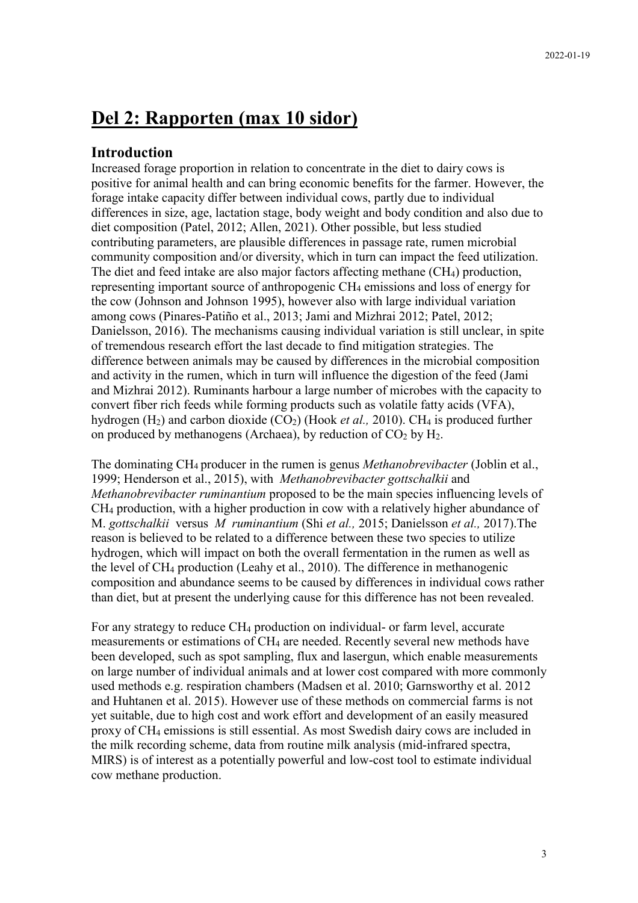## Del 2: Rapporten (max 10 sidor)

### Introduction

Increased forage proportion in relation to concentrate in the diet to dairy cows is positive for animal health and can bring economic benefits for the farmer. However, the forage intake capacity differ between individual cows, partly due to individual differences in size, age, lactation stage, body weight and body condition and also due to diet composition (Patel, 2012; Allen, 2021). Other possible, but less studied contributing parameters, are plausible differences in passage rate, rumen microbial community composition and/or diversity, which in turn can impact the feed utilization. The diet and feed intake are also major factors affecting methane ($CH_4$) production, representing important source of anthropogenic $CH_4$ emissions and loss of energy for the cow (Johnson and Johnson 1995), however also with large individual variation among cows (Pinares-Patiño et al., 2013; Jami and Mizhrai 2012; Patel, 2012; Danielsson, 2016). The mechanisms causing individual variation is still unclear, in spite of tremendous research effort the last decade to find mitigation strategies. The difference between animals may be caused by differences in the microbial composition and activity in the rumen, which in turn will influence the digestion of the feed (Jami and Mizhrai 2012). Ruminants harbour a large number of microbes with the capacity to convert fiber rich feeds while forming products such as volatile fatty acids (VFA), hydrogen ($H_2$) and carbon dioxide ($CO_2$) (Hook *et al.,* 2010). $CH_4$ is produced further on produced by methanogens (Archaea), by reduction of $CO_2$ by $H_2$.

The dominating $CH_4$ producer in the rumen is genus *Methanobrevibacter* (Joblin et al., 1999; Henderson et al., 2015), with *Methanobrevibacter gottschalkii* and *Methanobrevibacter ruminantium* proposed to be the main species influencing levels of $CH_4$ production, with a higher production in cow with a relatively higher abundance of M. *gottschalkii* versus *M ruminantium* (Shi *et al.,* 2015; Danielsson *et al.,* 2017).The reason is believed to be related to a difference between these two species to utilize hydrogen, which will impact on both the overall fermentation in the rumen as well as the level of $CH_4$ production (Leahy et al., 2010). The difference in methanogenic composition and abundance seems to be caused by differences in individual cows rather than diet, but at present the underlying cause for this difference has not been revealed.

For any strategy to reduce $CH_4$ production on individual- or farm level, accurate measurements or estimations of $CH_4$ are needed. Recently several new methods have been developed, such as spot sampling, flux and lasergun, which enable measurements on large number of individual animals and at lower cost compared with more commonly used methods e.g. respiration chambers (Madsen et al. 2010; Garnsworthy et al. 2012 and Huhtanen et al. 2015). However use of these methods on commercial farms is not yet suitable, due to high cost and work effort and development of an easily measured proxy of $CH_4$ emissions is still essential. As most Swedish dairy cows are included in the milk recording scheme, data from routine milk analysis (mid-infrared spectra, MIRS) is of interest as a potentially powerful and low-cost tool to estimate individual cow methane production.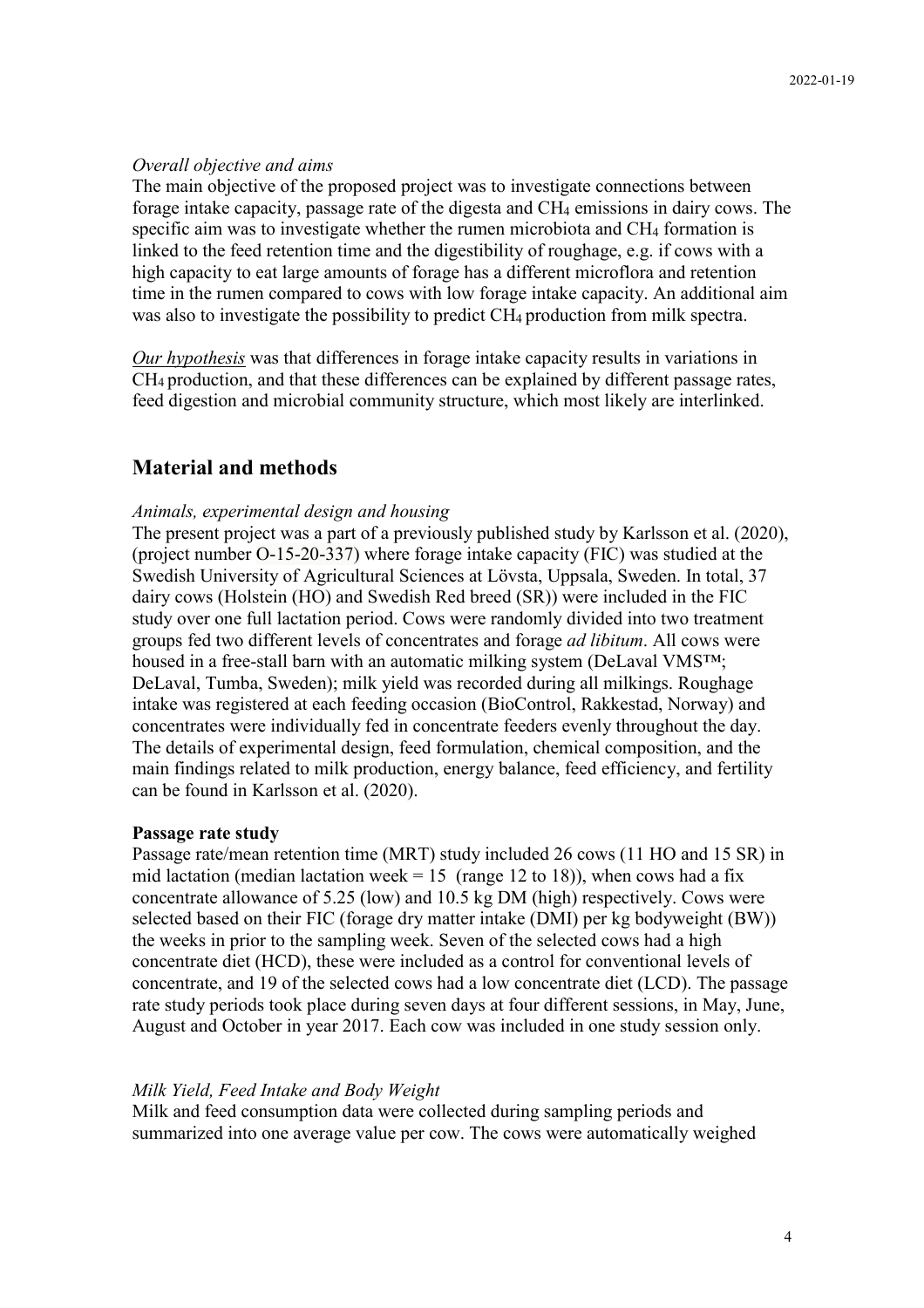*Overall objective and aims*

The main objective of the proposed project was to investigate connections between forage intake capacity, passage rate of the digesta and $CH_4$ emissions in dairy cows. The specific aim was to investigate whether the rumen microbiota and $CH_4$ formation is linked to the feed retention time and the digestibility of roughage, e.g. if cows with a high capacity to eat large amounts of forage has a different microflora and retention time in the rumen compared to cows with low forage intake capacity. An additional aim was also to investigate the possibility to predict $CH_4$ production from milk spectra.

*Our hypothesis* was that differences in forage intake capacity results in variations in $CH_4$ production, and that these differences can be explained by different passage rates, feed digestion and microbial community structure, which most likely are interlinked.

## Material and methods

*Animals, experimental design and housing*

The present project was a part of a previously published study by Karlsson et al. (2020), (project number O-15-20-337) where forage intake capacity (FIC) was studied at the Swedish University of Agricultural Sciences at Lövsta, Uppsala, Sweden. In total, 37 dairy cows (Holstein (HO) and Swedish Red breed (SR)) were included in the FIC study over one full lactation period. Cows were randomly divided into two treatment groups fed two different levels of concentrates and forage *ad libitum*. All cows were housed in a free-stall barn with an automatic milking system (DeLaval VMS™; DeLaval, Tumba, Sweden); milk yield was recorded during all milkings. Roughage intake was registered at each feeding occasion (BioControl, Rakkestad, Norway) and concentrates were individually fed in concentrate feeders evenly throughout the day. The details of experimental design, feed formulation, chemical composition, and the main findings related to milk production, energy balance, feed efficiency, and fertility can be found in Karlsson et al. (2020).

**Passage rate study**

Passage rate/mean retention time (MRT) study included 26 cows (11 HO and 15 SR) in mid lactation (median lactation week = 15 (range 12 to 18)), when cows had a fix concentrate allowance of 5.25 (low) and 10.5 kg DM (high) respectively. Cows were selected based on their FIC (forage dry matter intake (DMI) per kg bodyweight (BW)) the weeks in prior to the sampling week. Seven of the selected cows had a high concentrate diet (HCD), these were included as a control for conventional levels of concentrate, and 19 of the selected cows had a low concentrate diet (LCD). The passage rate study periods took place during seven days at four different sessions, in May, June, August and October in year 2017. Each cow was included in one study session only.

*Milk Yield, Feed Intake and Body Weight*

Milk and feed consumption data were collected during sampling periods and summarized into one average value per cow. The cows were automatically weighed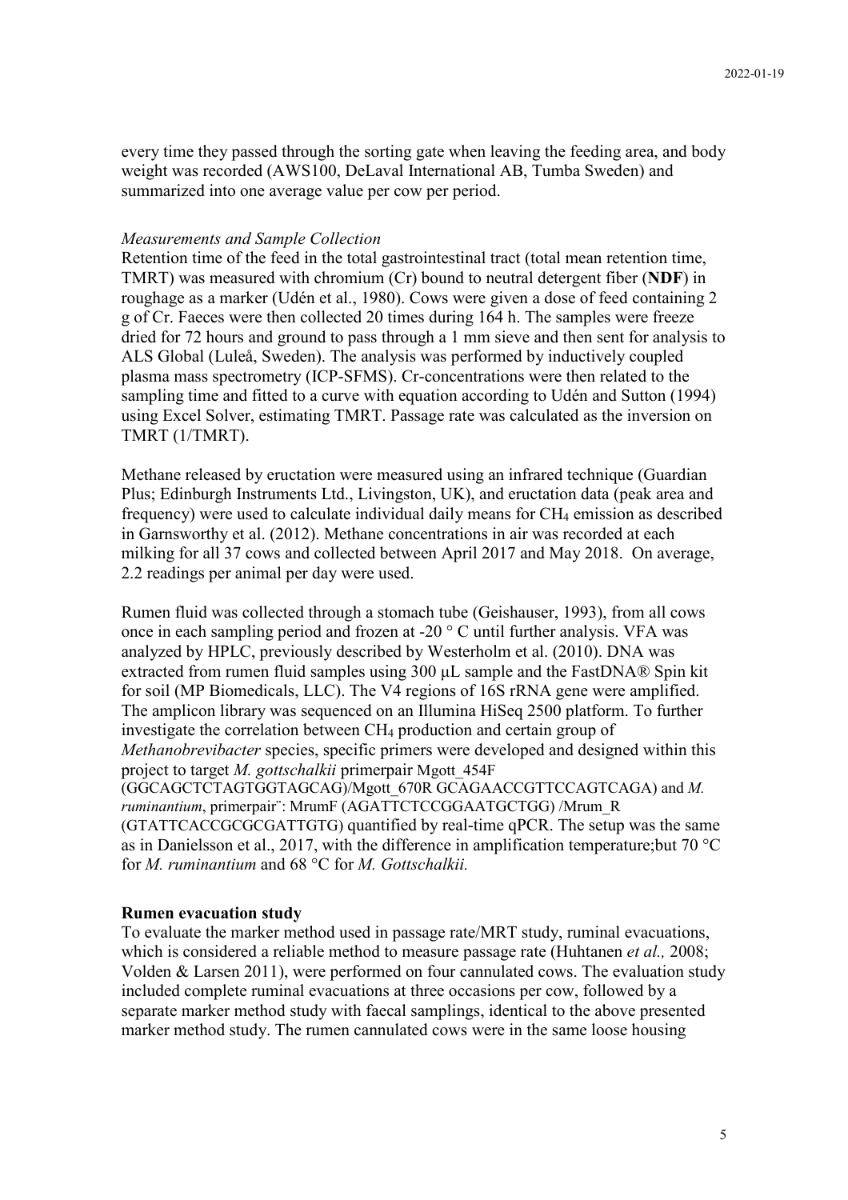every time they passed through the sorting gate when leaving the feeding area, and body weight was recorded (AWS100, DeLaval International AB, Tumba Sweden) and summarized into one average value per cow per period.

*Measurements and Sample Collection*

Retention time of the feed in the total gastrointestinal tract (total mean retention time, TMRT) was measured with chromium (Cr) bound to neutral detergent fiber (**NDF**) in roughage as a marker (Udén et al., 1980). Cows were given a dose of feed containing 2 g of Cr. Faeces were then collected 20 times during 164 h. The samples were freeze dried for 72 hours and ground to pass through a 1 mm sieve and then sent for analysis to ALS Global (Luleå, Sweden). The analysis was performed by inductively coupled plasma mass spectrometry (ICP-SFMS). Cr-concentrations were then related to the sampling time and fitted to a curve with equation according to Udén and Sutton (1994) using Excel Solver, estimating TMRT. Passage rate was calculated as the inversion on TMRT (1/TMRT).

Methane released by eructation were measured using an infrared technique (Guardian Plus; Edinburgh Instruments Ltd., Livingston, UK), and eructation data (peak area and frequency) were used to calculate individual daily means for $CH_4$ emission as described in Garnsworthy et al. (2012). Methane concentrations in air was recorded at each milking for all 37 cows and collected between April 2017 and May 2018. On average, 2.2 readings per animal per day were used.

Rumen fluid was collected through a stomach tube (Geishauser, 1993), from all cows once in each sampling period and frozen at -20 ° C until further analysis. VFA was analyzed by HPLC, previously described by Westerholm et al. (2010). DNA was extracted from rumen fluid samples using 300 µL sample and the FastDNA® Spin kit for soil (MP Biomedicals, LLC). The V4 regions of 16S rRNA gene were amplified. The amplicon library was sequenced on an Illumina HiSeq 2500 platform. To further investigate the correlation between $CH_4$ production and certain group of *Methanobrevibacter* species, specific primers were developed and designed within this project to target *M. gottschalkii* primerpair Mgott_454F (GGCAGCTCTAGTGGTAGCAG)/Mgott_670R GCAGAACCGTTCCAGTCAGA) and *M. ruminantium*, primerpair¨: MrumF (AGATTCTCCGGAATGCTGG) /Mrum_R (GTATTCACCGCGCGATTGTG) quantified by real-time qPCR. The setup was the same as in Danielsson et al., 2017, with the difference in amplification temperature;but 70 °C for *M. ruminantium* and 68 °C for *M. Gottschalkii.*

**Rumen evacuation study**

To evaluate the marker method used in passage rate/MRT study, ruminal evacuations, which is considered a reliable method to measure passage rate (Huhtanen *et al.,* 2008; Volden & Larsen 2011), were performed on four cannulated cows. The evaluation study included complete ruminal evacuations at three occasions per cow, followed by a separate marker method study with faecal samplings, identical to the above presented marker method study. The rumen cannulated cows were in the same loose housing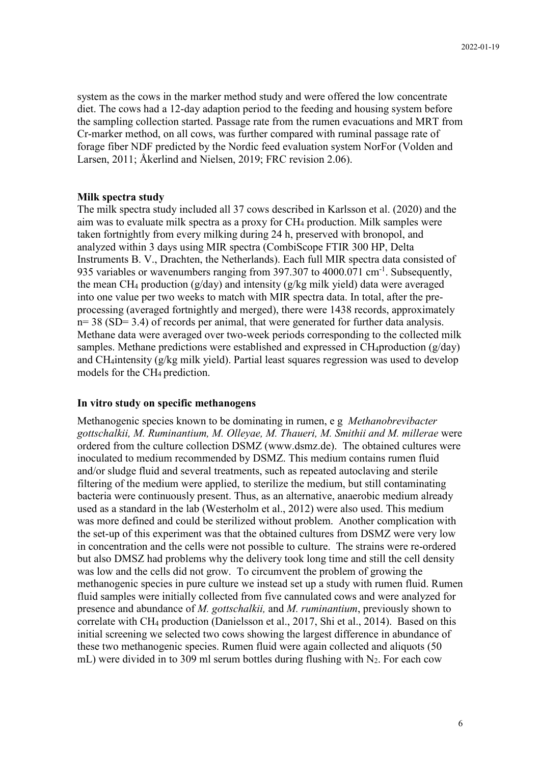system as the cows in the marker method study and were offered the low concentrate diet. The cows had a 12-day adaption period to the feeding and housing system before the sampling collection started. Passage rate from the rumen evacuations and MRT from Cr-marker method, on all cows, was further compared with ruminal passage rate of forage fiber NDF predicted by the Nordic feed evaluation system NorFor (Volden and Larsen, 2011; Åkerlind and Nielsen, 2019; FRC revision 2.06).

### Milk spectra study

The milk spectra study included all 37 cows described in Karlsson et al. (2020) and the aim was to evaluate milk spectra as a proxy for $CH_4$ production. Milk samples were taken fortnightly from every milking during 24 h, preserved with bronopol, and analyzed within 3 days using MIR spectra (CombiScope FTIR 300 HP, Delta Instruments B. V., Drachten, the Netherlands). Each full MIR spectra data consisted of 935 variables or wavenumbers ranging from 397.307 to 4000.071 $cm^{-1}$. Subsequently, the mean $CH_4$ production (g/day) and intensity (g/kg milk yield) data were averaged into one value per two weeks to match with MIR spectra data. In total, after the pre-processing (averaged fortnightly and merged), there were 1438 records, approximately n= 38 (SD= 3.4) of records per animal, that were generated for further data analysis. Methane data were averaged over two-week periods corresponding to the collected milk samples. Methane predictions were established and expressed in $CH_4$production (g/day) and $CH_4$intensity (g/kg milk yield). Partial least squares regression was used to develop models for the $CH_4$ prediction.

### In vitro study on specific methanogens

Methanogenic species known to be dominating in rumen, e g *Methanobrevibacter gottschalkii, M. Ruminantium, M. Olleyae, M. Thaueri, M. Smithii and M. millerae* were ordered from the culture collection DSMZ (www.dsmz.de). The obtained cultures were inoculated to medium recommended by DSMZ. This medium contains rumen fluid and/or sludge fluid and several treatments, such as repeated autoclaving and sterile filtering of the medium were applied, to sterilize the medium, but still contaminating bacteria were continuously present. Thus, as an alternative, anaerobic medium already used as a standard in the lab (Westerholm et al., 2012) were also used. This medium was more defined and could be sterilized without problem. Another complication with the set-up of this experiment was that the obtained cultures from DSMZ were very low in concentration and the cells were not possible to culture. The strains were re-ordered but also DMSZ had problems why the delivery took long time and still the cell density was low and the cells did not grow. To circumvent the problem of growing the methanogenic species in pure culture we instead set up a study with rumen fluid. Rumen fluid samples were initially collected from five cannulated cows and were analyzed for presence and abundance of *M. gottschalkii,* and *M. ruminantium*, previously shown to correlate with $CH_4$ production (Danielsson et al., 2017, Shi et al., 2014). Based on this initial screening we selected two cows showing the largest difference in abundance of these two methanogenic species. Rumen fluid were again collected and aliquots (50 mL) were divided in to 309 ml serum bottles during flushing with $N_2$. For each cow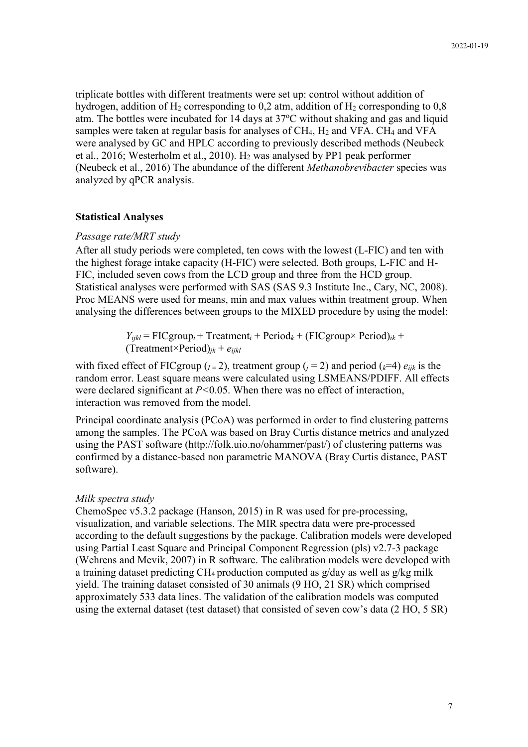triplicate bottles with different treatments were set up: control without addition of hydrogen, addition of $H_2$ corresponding to 0,2 atm, addition of $H_2$ corresponding to 0,8 atm. The bottles were incubated for 14 days at 37ºC without shaking and gas and liquid samples were taken at regular basis for analyses of $CH_4$, $H_2$ and VFA. $CH_4$ and VFA were analysed by GC and HPLC according to previously described methods (Neubeck et al., 2016; Westerholm et al., 2010). $H_2$ was analysed by PP1 peak performer (Neubeck et al., 2016) The abundance of the different *Methanobrevibacter* species was analyzed by qPCR analysis.

## Statistical Analyses

### *Passage rate/MRT study*

After all study periods were completed, ten cows with the lowest (L-FIC) and ten with the highest forage intake capacity (H-FIC) were selected. Both groups, L-FIC and H-FIC, included seven cows from the LCD group and three from the HCD group. Statistical analyses were performed with SAS (SAS 9.3 Institute Inc., Cary, NC, 2008). Proc MEANS were used for means, min and max values within treatment group. When analysing the differences between groups to the MIXED procedure by using the model:

$$Y_{ijkl} = \text{FICgroup}_i + \text{Treatment}_i + \text{Period}_k + (\text{FICgroup} \times \text{Period})_{ik} + (\text{Treatment} \times \text{Period})_{jk} + e_{ijkl}$$

with fixed effect of FICgroup ($_{I=}2$), treatment group ($_j = 2$) and period ($_k$=4) $e_{ijk}$ is the random error. Least square means were calculated using LSMEANS/PDIFF. All effects were declared significant at $P<0.05$. When there was no effect of interaction, interaction was removed from the model.

Principal coordinate analysis (PCoA) was performed in order to find clustering patterns among the samples. The PCoA was based on Bray Curtis distance metrics and analyzed using the PAST software (http://folk.uio.no/ohammer/past/) of clustering patterns was confirmed by a distance-based non parametric MANOVA (Bray Curtis distance, PAST software).

### *Milk spectra study*

ChemoSpec v5.3.2 package (Hanson, 2015) in R was used for pre-processing, visualization, and variable selections. The MIR spectra data were pre-processed according to the default suggestions by the package. Calibration models were developed using Partial Least Square and Principal Component Regression (pls) v2.7-3 package (Wehrens and Mevik, 2007) in R software. The calibration models were developed with a training dataset predicting $CH_4$ production computed as g/day as well as g/kg milk yield. The training dataset consisted of 30 animals (9 HO, 21 SR) which comprised approximately 533 data lines. The validation of the calibration models was computed using the external dataset (test dataset) that consisted of seven cow's data (2 HO, 5 SR)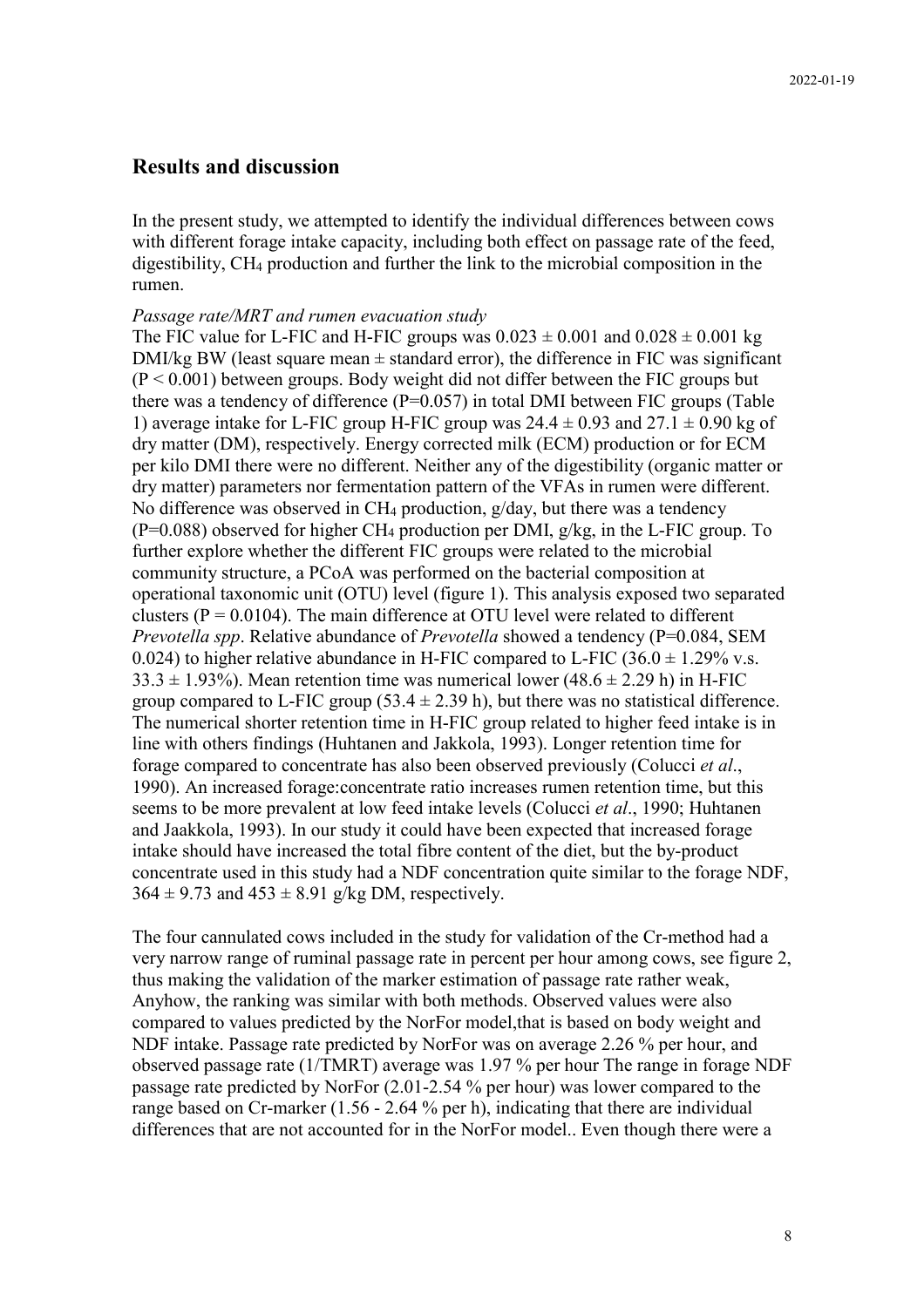## Results and discussion

In the present study, we attempted to identify the individual differences between cows with different forage intake capacity, including both effect on passage rate of the feed, digestibility, $CH_4$ production and further the link to the microbial composition in the rumen.

*Passage rate/MRT and rumen evacuation study*

The FIC value for L-FIC and H-FIC groups was $0.023 \pm 0.001$ and $0.028 \pm 0.001$ kg DMI/kg BW (least square mean ± standard error), the difference in FIC was significant ($P < 0.001$) between groups. Body weight did not differ between the FIC groups but there was a tendency of difference (P=0.057) in total DMI between FIC groups (Table 1) average intake for L-FIC group H-FIC group was $24.4 \pm 0.93$ and $27.1 \pm 0.90$ kg of dry matter (DM), respectively. Energy corrected milk (ECM) production or for ECM per kilo DMI there were no different. Neither any of the digestibility (organic matter or dry matter) parameters nor fermentation pattern of the VFAs in rumen were different. No difference was observed in $CH_4$ production, g/day, but there was a tendency (P=0.088) observed for higher $CH_4$ production per DMI, g/kg, in the L-FIC group. To further explore whether the different FIC groups were related to the microbial community structure, a PCoA was performed on the bacterial composition at operational taxonomic unit (OTU) level (figure 1). This analysis exposed two separated clusters ($P = 0.0104$). The main difference at OTU level were related to different *Prevotella spp*. Relative abundance of *Prevotella* showed a tendency (P=0.084, SEM 0.024) to higher relative abundance in H-FIC compared to L-FIC ($36.0 \pm 1.29$% v.s. $33.3 \pm 1.93$%). Mean retention time was numerical lower ($48.6 \pm 2.29$ h) in H-FIC group compared to L-FIC group ($53.4 \pm 2.39$ h), but there was no statistical difference. The numerical shorter retention time in H-FIC group related to higher feed intake is in line with others findings (Huhtanen and Jakkola, 1993). Longer retention time for forage compared to concentrate has also been observed previously (Colucci *et al*., 1990). An increased forage:concentrate ratio increases rumen retention time, but this seems to be more prevalent at low feed intake levels (Colucci *et al*., 1990; Huhtanen and Jaakkola, 1993). In our study it could have been expected that increased forage intake should have increased the total fibre content of the diet, but the by-product concentrate used in this study had a NDF concentration quite similar to the forage NDF, $364 \pm 9.73$ and $453 \pm 8.91$ g/kg DM, respectively.

The four cannulated cows included in the study for validation of the Cr-method had a very narrow range of ruminal passage rate in percent per hour among cows, see figure 2, thus making the validation of the marker estimation of passage rate rather weak, Anyhow, the ranking was similar with both methods. Observed values were also compared to values predicted by the NorFor model,that is based on body weight and NDF intake. Passage rate predicted by NorFor was on average 2.26 % per hour, and observed passage rate (1/TMRT) average was 1.97 % per hour The range in forage NDF passage rate predicted by NorFor (2.01-2.54 % per hour) was lower compared to the range based on Cr-marker (1.56 - 2.64 % per h), indicating that there are individual differences that are not accounted for in the NorFor model.. Even though there were a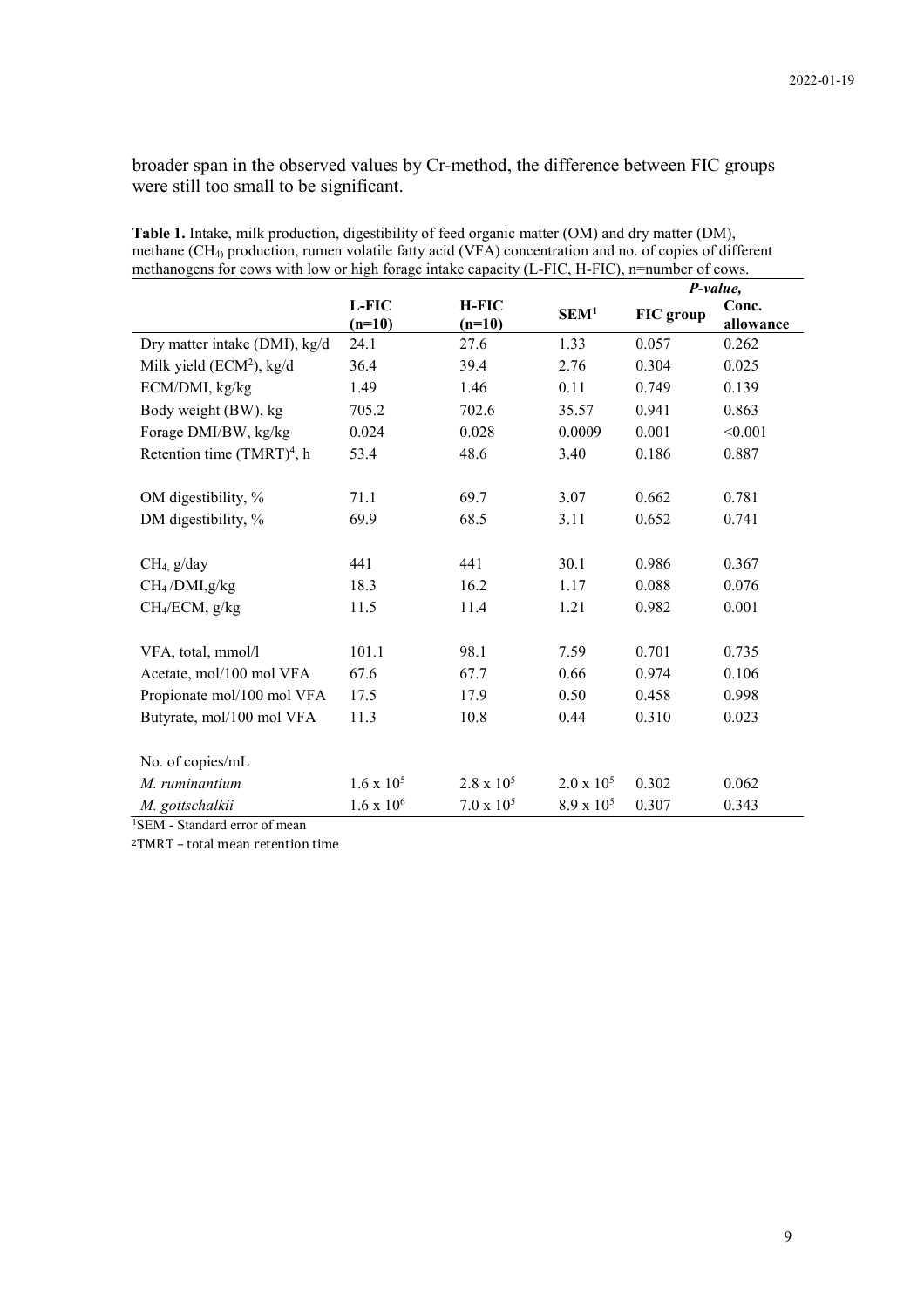broader span in the observed values by Cr-method, the difference between FIC groups were still too small to be significant.

**Table 1.** Intake, milk production, digestibility of feed organic matter (OM) and dry matter (DM), methane ($CH_4$) production, rumen volatile fatty acid (VFA) concentration and no. of copies of different methanogens for cows with low or high forage intake capacity (L-FIC, H-FIC), n=number of cows.

| | L-FIC (n=10) | H-FIC (n=10) | SEM[1] | *P-value,* FIC group | Conc. allowance |
|---|---|---|---|---|---|
| Dry matter intake (DMI), kg/d | 24.1 | 27.6 | 1.33 | 0.057 | 0.262 |
| Milk yield (ECM[2]), kg/d | 36.4 | 39.4 | 2.76 | 0.304 | 0.025 |
| ECM/DMI, kg/kg | 1.49 | 1.46 | 0.11 | 0.749 | 0.139 |
| Body weight (BW), kg | 705.2 | 702.6 | 35.57 | 0.941 | 0.863 |
| Forage DMI/BW, kg/kg | 0.024 | 0.028 | 0.0009 | 0.001 | <0.001 |
| Retention time (TMRT)[4], h | 53.4 | 48.6 | 3.40 | 0.186 | 0.887 |
| OM digestibility, % | 71.1 | 69.7 | 3.07 | 0.662 | 0.781 |
| DM digestibility, % | 69.9 | 68.5 | 3.11 | 0.652 | 0.741 |
| $CH_4$, g/day | 441 | 441 | 30.1 | 0.986 | 0.367 |
| $CH_4$/DMI,g/kg | 18.3 | 16.2 | 1.17 | 0.088 | 0.076 |
| $CH_4$/ECM, g/kg | 11.5 | 11.4 | 1.21 | 0.982 | 0.001 |
| VFA, total, mmol/l | 101.1 | 98.1 | 7.59 | 0.701 | 0.735 |
| Acetate, mol/100 mol VFA | 67.6 | 67.7 | 0.66 | 0.974 | 0.106 |
| Propionate mol/100 mol VFA | 17.5 | 17.9 | 0.50 | 0.458 | 0.998 |
| Butyrate, mol/100 mol VFA | 11.3 | 10.8 | 0.44 | 0.310 | 0.023 |
| No. of copies/mL | | | | | |
| *M. ruminantium* | $1.6 \times 10^5$ | $2.8 \times 10^5$ | $2.0 \times 10^5$ | 0.302 | 0.062 |
| *M. gottschalkii* | $1.6 \times 10^6$ | $7.0 \times 10^5$ | $8.9 \times 10^5$ | 0.307 | 0.343 |

[1]SEM - Standard error of mean

[2]TMRT – total mean retention time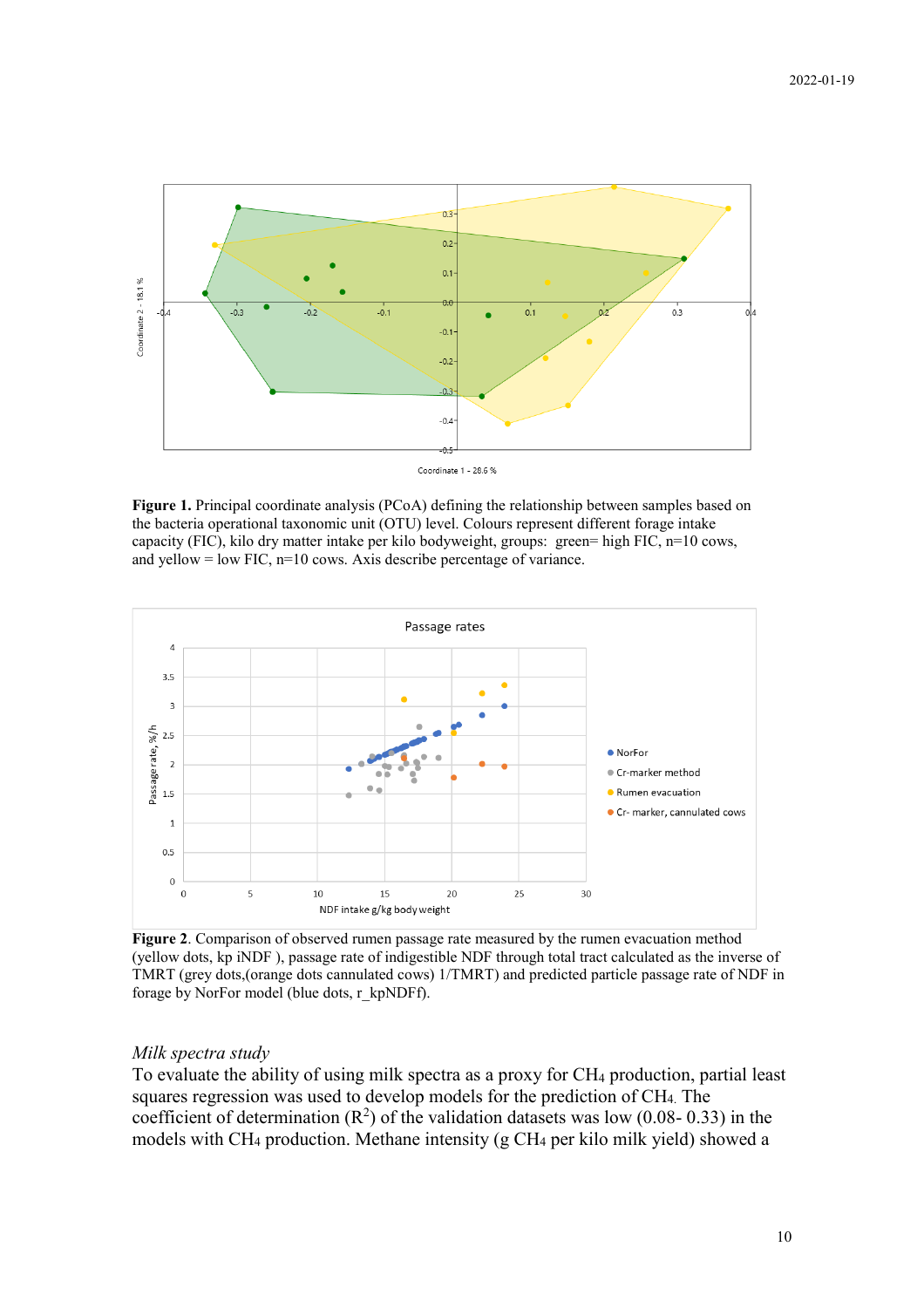**Figure 1.** Principal coordinate analysis (PCoA) defining the relationship between samples based on the bacteria operational taxonomic unit (OTU) level. Colours represent different forage intake capacity (FIC), kilo dry matter intake per kilo bodyweight, groups: green= high FIC, n=10 cows, and yellow = low FIC, n=10 cows. Axis describe percentage of variance.

**Figure 2**. Comparison of observed rumen passage rate measured by the rumen evacuation method (yellow dots, kp iNDF ), passage rate of indigestible NDF through total tract calculated as the inverse of TMRT (grey dots,(orange dots cannulated cows) 1/TMRT) and predicted particle passage rate of NDF in forage by NorFor model (blue dots, r_kpNDFf).

*Milk spectra study*

To evaluate the ability of using milk spectra as a proxy for $CH_4$ production, partial least squares regression was used to develop models for the prediction of $CH_4$. The coefficient of determination ($R^2$) of the validation datasets was low (0.08- 0.33) in the models with $CH_4$ production. Methane intensity (g $CH_4$ per kilo milk yield) showed a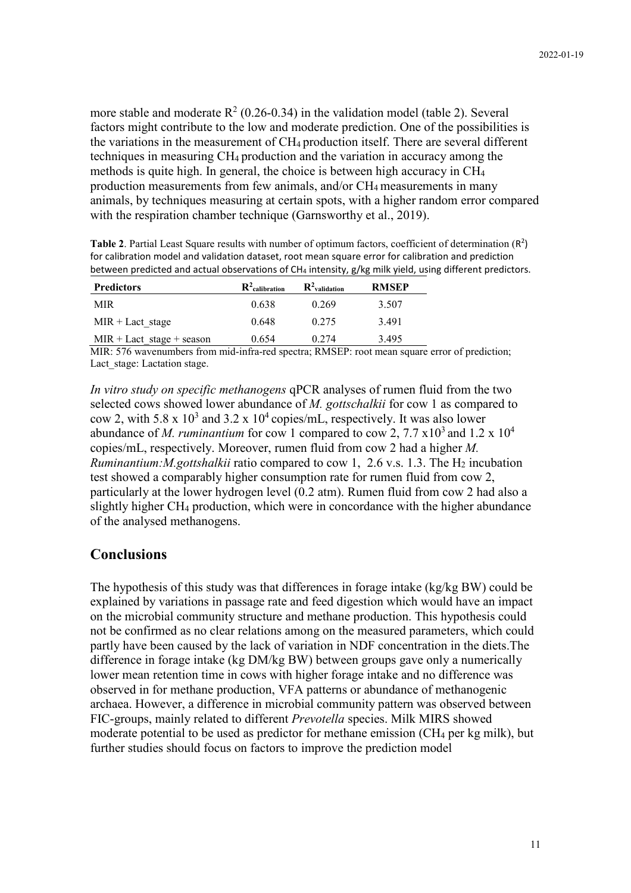more stable and moderate $R^2$ (0.26-0.34) in the validation model (table 2). Several factors might contribute to the low and moderate prediction. One of the possibilities is the variations in the measurement of $CH_4$ production itself. There are several different techniques in measuring $CH_4$ production and the variation in accuracy among the methods is quite high. In general, the choice is between high accuracy in $CH_4$ production measurements from few animals, and/or $CH_4$ measurements in many animals, by techniques measuring at certain spots, with a higher random error compared with the respiration chamber technique (Garnsworthy et al., 2019).

**Table 2**. Partial Least Square results with number of optimum factors, coefficient of determination ($R^2$) for calibration model and validation dataset, root mean square error for calibration and prediction between predicted and actual observations of $CH_4$ intensity, g/kg milk yield, using different predictors.

| Predictors | $R^2_{calibration}$ | $R^2_{validation}$ | RMSEP |
|---|---|---|---|
| MIR | 0.638 | 0.269 | 3.507 |
| MIR + Lact_stage | 0.648 | 0.275 | 3.491 |
| MIR + Lact_stage + season | 0.654 | 0.274 | 3.495 |

MIR: 576 wavenumbers from mid-infra-red spectra; RMSEP: root mean square error of prediction; Lact_stage: Lactation stage.

*In vitro study on specific methanogens* qPCR analyses of rumen fluid from the two selected cows showed lower abundance of *M. gottschalkii* for cow 1 as compared to cow 2, with 5.8 x $10^3$ and 3.2 x $10^4$ copies/mL, respectively. It was also lower abundance of *M. ruminantium* for cow 1 compared to cow 2, 7.7 x$10^3$ and 1.2 x $10^4$ copies/mL, respectively. Moreover, rumen fluid from cow 2 had a higher *M. Ruminantium:M.gottshalkii* ratio compared to cow 1,  2.6 v.s. 1.3. The $H_2$ incubation test showed a comparably higher consumption rate for rumen fluid from cow 2, particularly at the lower hydrogen level (0.2 atm). Rumen fluid from cow 2 had also a slightly higher $CH_4$ production, which were in concordance with the higher abundance of the analysed methanogens.

## Conclusions

The hypothesis of this study was that differences in forage intake (kg/kg BW) could be explained by variations in passage rate and feed digestion which would have an impact on the microbial community structure and methane production. This hypothesis could not be confirmed as no clear relations among on the measured parameters, which could partly have been caused by the lack of variation in NDF concentration in the diets.The difference in forage intake (kg DM/kg BW) between groups gave only a numerically lower mean retention time in cows with higher forage intake and no difference was observed in for methane production, VFA patterns or abundance of methanogenic archaea. However, a difference in microbial community pattern was observed between FIC-groups, mainly related to different *Prevotella* species. Milk MIRS showed moderate potential to be used as predictor for methane emission ($CH_4$ per kg milk), but further studies should focus on factors to improve the prediction model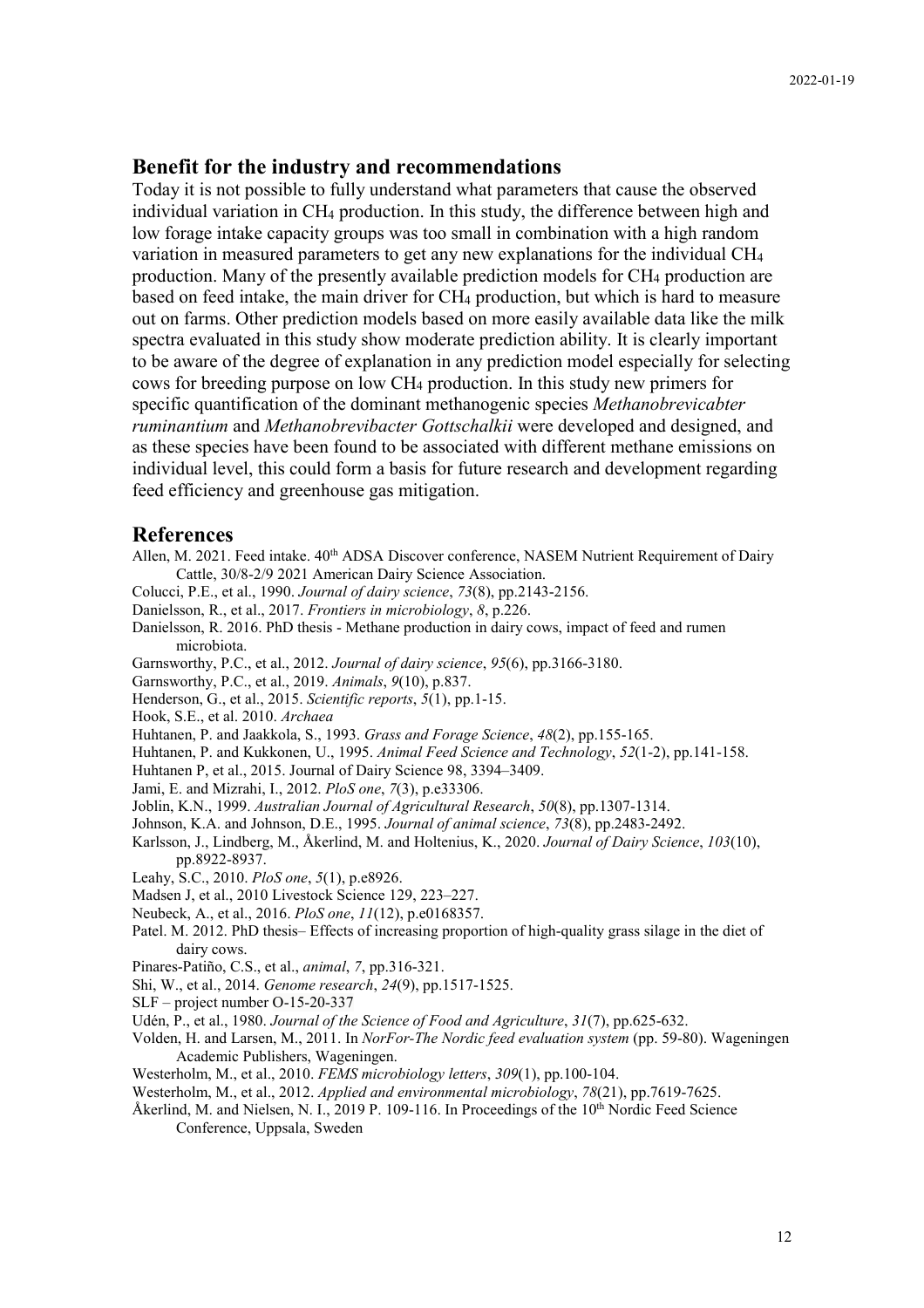## Benefit for the industry and recommendations

Today it is not possible to fully understand what parameters that cause the observed individual variation in $CH_4$ production. In this study, the difference between high and low forage intake capacity groups was too small in combination with a high random variation in measured parameters to get any new explanations for the individual $CH_4$ production. Many of the presently available prediction models for $CH_4$ production are based on feed intake, the main driver for $CH_4$ production, but which is hard to measure out on farms. Other prediction models based on more easily available data like the milk spectra evaluated in this study show moderate prediction ability. It is clearly important to be aware of the degree of explanation in any prediction model especially for selecting cows for breeding purpose on low $CH_4$ production. In this study new primers for specific quantification of the dominant methanogenic species *Methanobrevicabter ruminantium* and *Methanobrevibacter Gottschalkii* were developed and designed, and as these species have been found to be associated with different methane emissions on individual level, this could form a basis for future research and development regarding feed efficiency and greenhouse gas mitigation.

## References

Allen, M. 2021. Feed intake. 40th ADSA Discover conference, NASEM Nutrient Requirement of Dairy Cattle, 30/8-2/9 2021 American Dairy Science Association.

Colucci, P.E., et al., 1990. *Journal of dairy science*, *73*(8), pp.2143-2156.

Danielsson, R., et al., 2017. *Frontiers in microbiology*, *8*, p.226.

Danielsson, R. 2016. PhD thesis - Methane production in dairy cows, impact of feed and rumen microbiota.

Garnsworthy, P.C., et al., 2012. *Journal of dairy science*, *95*(6), pp.3166-3180.

Garnsworthy, P.C., et al., 2019. *Animals*, *9*(10), p.837.

Henderson, G., et al., 2015. *Scientific reports*, *5*(1), pp.1-15.

Hook, S.E., et al. 2010. *Archaea*

Huhtanen, P. and Jaakkola, S., 1993. *Grass and Forage Science*, *48*(2), pp.155-165.

Huhtanen, P. and Kukkonen, U., 1995. *Animal Feed Science and Technology*, *52*(1-2), pp.141-158.

Huhtanen P, et al., 2015. Journal of Dairy Science 98, 3394–3409.

Jami, E. and Mizrahi, I., 2012. *PloS one*, *7*(3), p.e33306.

Joblin, K.N., 1999. *Australian Journal of Agricultural Research*, *50*(8), pp.1307-1314.

Johnson, K.A. and Johnson, D.E., 1995. *Journal of animal science*, *73*(8), pp.2483-2492.

Karlsson, J., Lindberg, M., Åkerlind, M. and Holtenius, K., 2020. *Journal of Dairy Science*, *103*(10), pp.8922-8937.

Leahy, S.C., 2010. *PloS one*, *5*(1), p.e8926.

Madsen J, et al., 2010 Livestock Science 129, 223–227.

Neubeck, A., et al., 2016. *PloS one*, *11*(12), p.e0168357.

Patel. M. 2012. PhD thesis– Effects of increasing proportion of high-quality grass silage in the diet of dairy cows.

Pinares-Patiño, C.S., et al., *animal*, *7*, pp.316-321.

Shi, W., et al., 2014. *Genome research*, *24*(9), pp.1517-1525.

SLF – project number O-15-20-337

Udén, P., et al., 1980. *Journal of the Science of Food and Agriculture*, *31*(7), pp.625-632.

Volden, H. and Larsen, M., 2011. In *NorFor-The Nordic feed evaluation system* (pp. 59-80). Wageningen Academic Publishers, Wageningen.

Westerholm, M., et al., 2010. *FEMS microbiology letters*, *309*(1), pp.100-104.

Westerholm, M., et al., 2012. *Applied and environmental microbiology*, *78*(21), pp.7619-7625.

Åkerlind, M. and Nielsen, N. I., 2019 P. 109-116. In Proceedings of the 10th Nordic Feed Science Conference, Uppsala, Sweden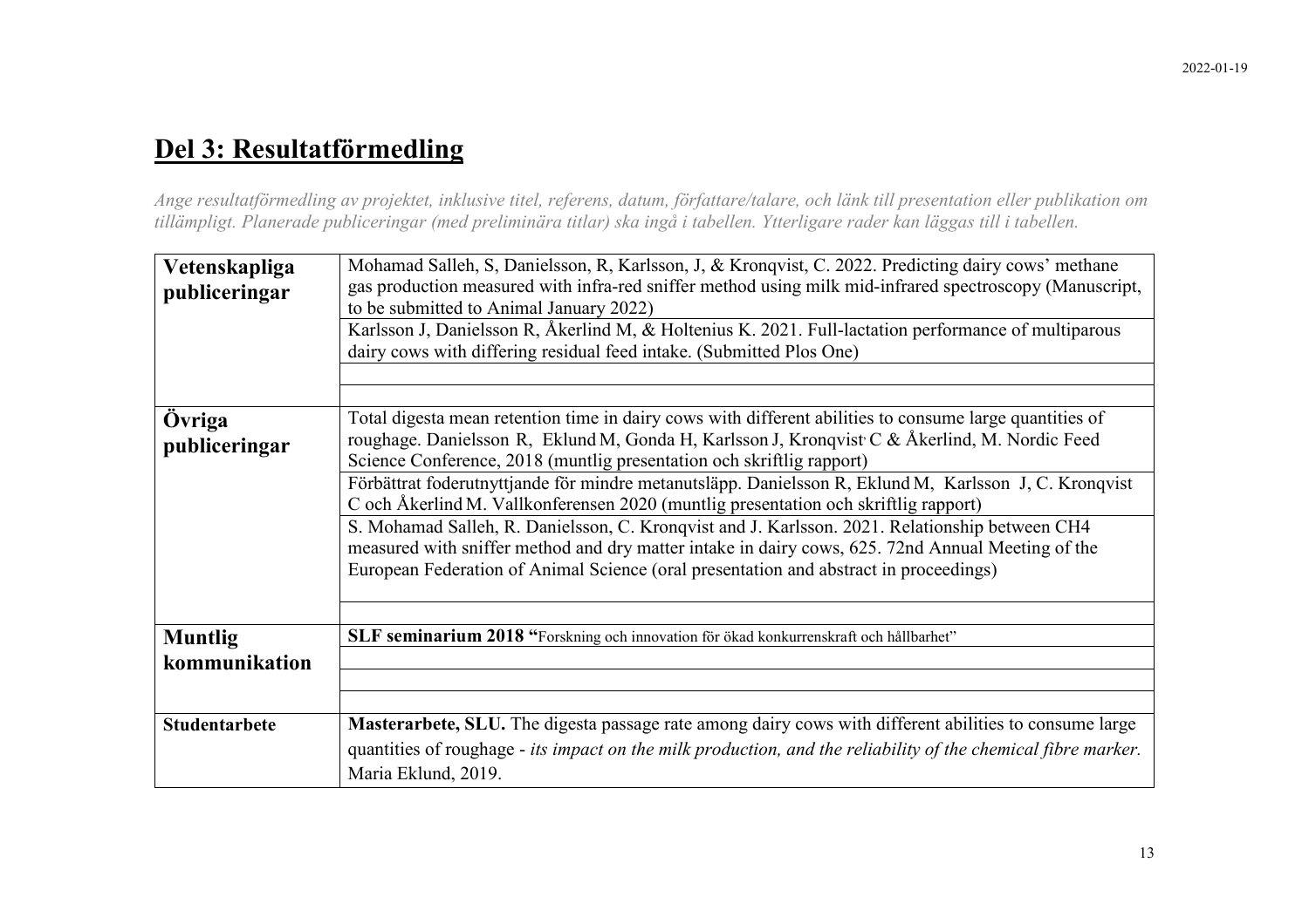# Del 3: Resultatförmedling

*Ange resultatförmedling av projektet, inklusive titel, referens, datum, författare/talare, och länk till presentation eller publikation om tillämpligt. Planerade publiceringar (med preliminära titlar) ska ingå i tabellen. Ytterligare rader kan läggas till i tabellen.*

| | |
|---|---|
| **Vetenskapliga publiceringar** | Mohamad Salleh, S, Danielsson, R, Karlsson, J, & Kronqvist, C. 2022. Predicting dairy cows' methane gas production measured with infra-red sniffer method using milk mid-infrared spectroscopy (Manuscript, to be submitted to Animal January 2022) |
| | Karlsson J, Danielsson R, Åkerlind M, & Holtenius K. 2021. Full-lactation performance of multiparous dairy cows with differing residual feed intake. (Submitted Plos One) |
| | |
| | |
| **Övriga publiceringar** | Total digesta mean retention time in dairy cows with different abilities to consume large quantities of roughage. Danielsson R, Eklund M, Gonda H, Karlsson J, Kronqvist, C & Åkerlind, M. Nordic Feed Science Conference, 2018 (muntlig presentation och skriftlig rapport) |
| | Förbättrat foderutnyttjande för mindre metanutsläpp. Danielsson R, Eklund M, Karlsson J, C. Kronqvist C och Åkerlind M. Vallkonferensen 2020 (muntlig presentation och skriftlig rapport) |
| | S. Mohamad Salleh, R. Danielsson, C. Kronqvist and J. Karlsson. 2021. Relationship between CH4 measured with sniffer method and dry matter intake in dairy cows, 625. 72nd Annual Meeting of the European Federation of Animal Science (oral presentation and abstract in proceedings) |
| | |
| **Muntlig kommunikation** | **SLF seminarium 2018 "**Forskning och innovation för ökad konkurrenskraft och hållbarhet" |
| | |
| | |
| | |
| **Studentarbete** | **Masterarbete, SLU.** The digesta passage rate among dairy cows with different abilities to consume large quantities of roughage - *its impact on the milk production, and the reliability of the chemical fibre marker.* Maria Eklund, 2019. |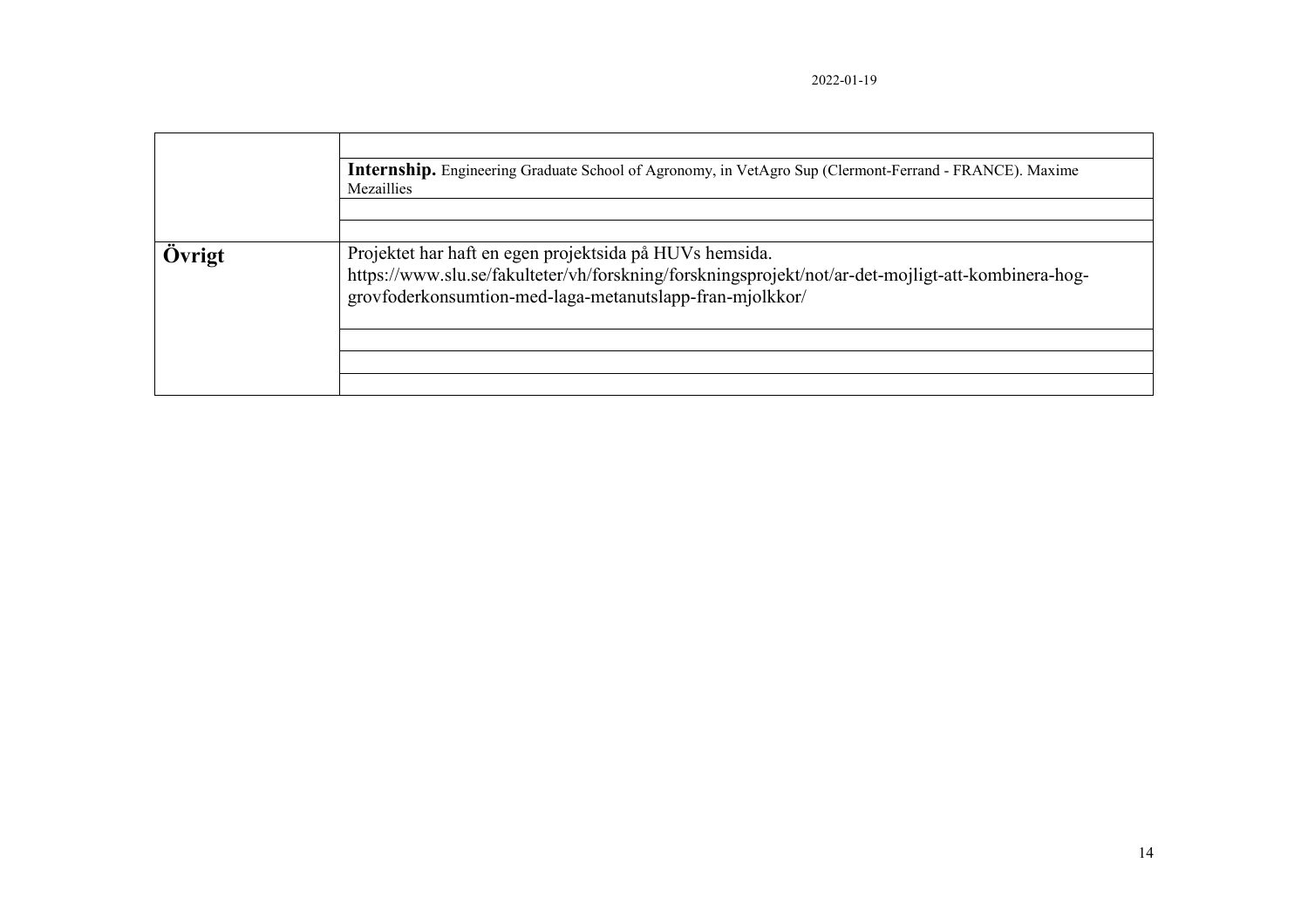| | |
|---|---|
| | |
| | **Internship.** Engineering Graduate School of Agronomy, in VetAgro Sup (Clermont-Ferrand - FRANCE). Maxime Mezaillies |
| | |
| | |
| **Övrigt** | Projektet har haft en egen projektsida på HUVs hemsida. https://www.slu.se/fakulteter/vh/forskning/forskningsprojekt/not/ar-det-mojligt-att-kombinera-hog-grovfoderkonsumtion-med-laga-metanutslapp-fran-mjolkkor/ |
| | |
| | |
| | |